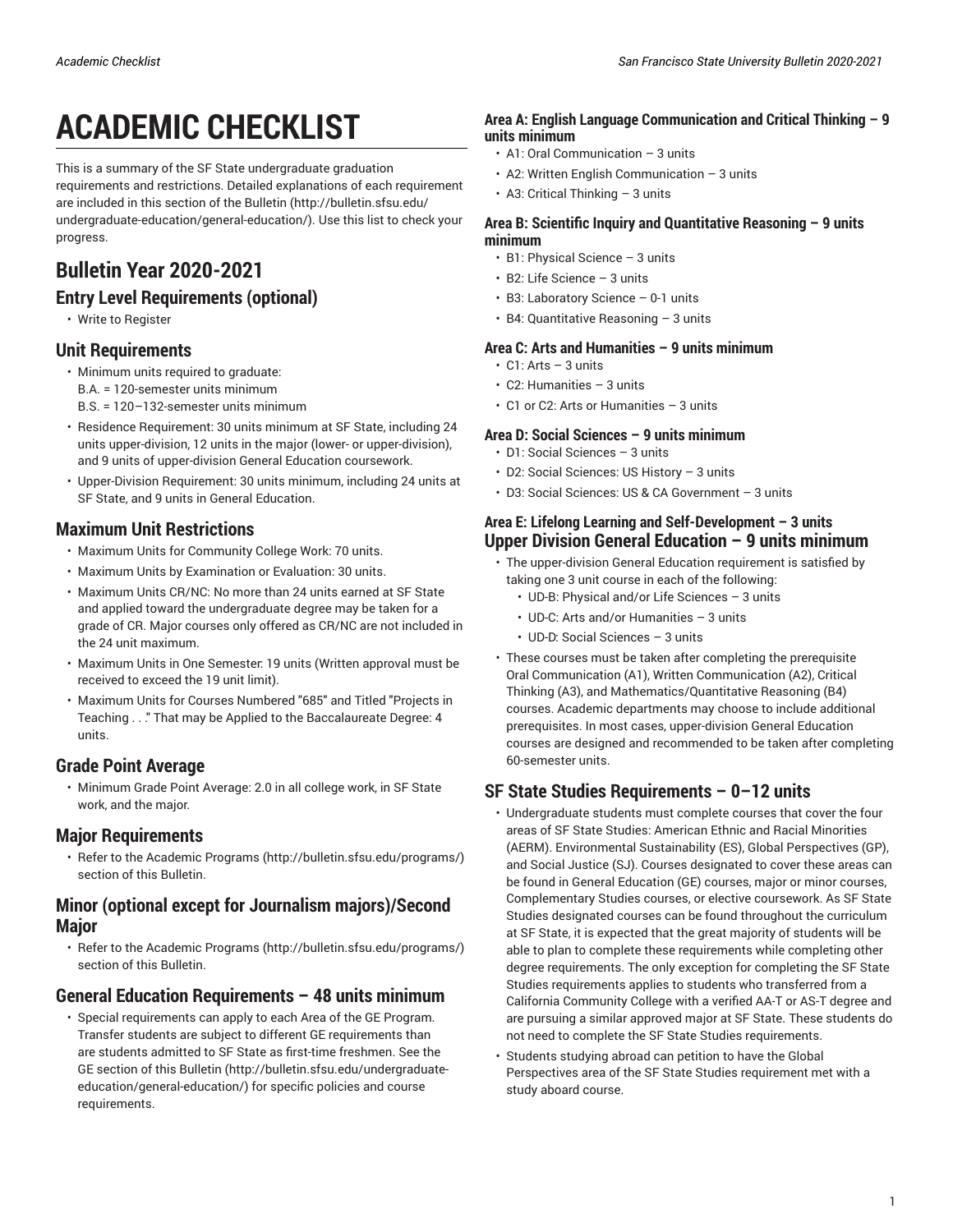# ACADEMIC CHECKLIST

This is a summary of the SF State undergraduate graduation requirements and restrictions. Detailed explanations of each requirement are included in this section of the Bulletin (http://bulletin.sfsu.edu/undergraduate-education/general-education/). Use this list to check your progress.

## Bulletin Year 2020-2021

### Entry Level Requirements (optional)

- Write to Register

### Unit Requirements

- Minimum units required to graduate:  
  B.A. = 120-semester units minimum  
  B.S. = 120–132-semester units minimum
- Residence Requirement: 30 units minimum at SF State, including 24 units upper-division, 12 units in the major (lower- or upper-division), and 9 units of upper-division General Education coursework.
- Upper-Division Requirement: 30 units minimum, including 24 units at SF State, and 9 units in General Education.

### Maximum Unit Restrictions

- Maximum Units for Community College Work: 70 units.
- Maximum Units by Examination or Evaluation: 30 units.
- Maximum Units CR/NC: No more than 24 units earned at SF State and applied toward the undergraduate degree may be taken for a grade of CR. Major courses only offered as CR/NC are not included in the 24 unit maximum.
- Maximum Units in One Semester: 19 units (Written approval must be received to exceed the 19 unit limit).
- Maximum Units for Courses Numbered "685" and Titled "Projects in Teaching . . ." That may be Applied to the Baccalaureate Degree: 4 units.

### Grade Point Average

- Minimum Grade Point Average: 2.0 in all college work, in SF State work, and the major.

### Major Requirements

- Refer to the Academic Programs (http://bulletin.sfsu.edu/programs/) section of this Bulletin.

### Minor (optional except for Journalism majors)/Second Major

- Refer to the Academic Programs (http://bulletin.sfsu.edu/programs/) section of this Bulletin.

### General Education Requirements – 48 units minimum

- Special requirements can apply to each Area of the GE Program. Transfer students are subject to different GE requirements than are students admitted to SF State as first-time freshmen. See the GE section of this Bulletin (http://bulletin.sfsu.edu/undergraduate-education/general-education/) for specific policies and course requirements.

#### Area A: English Language Communication and Critical Thinking – 9 units minimum

- A1: Oral Communication – 3 units
- A2: Written English Communication – 3 units
- A3: Critical Thinking – 3 units

#### Area B: Scientific Inquiry and Quantitative Reasoning – 9 units minimum

- B1: Physical Science – 3 units
- B2: Life Science – 3 units
- B3: Laboratory Science – 0-1 units
- B4: Quantitative Reasoning – 3 units

#### Area C: Arts and Humanities – 9 units minimum

- C1: Arts – 3 units
- C2: Humanities – 3 units
- C1 or C2: Arts or Humanities – 3 units

#### Area D: Social Sciences – 9 units minimum

- D1: Social Sciences – 3 units
- D2: Social Sciences: US History – 3 units
- D3: Social Sciences: US & CA Government – 3 units

#### Area E: Lifelong Learning and Self-Development – 3 units

### Upper Division General Education – 9 units minimum

- The upper-division General Education requirement is satisfied by taking one 3 unit course in each of the following:
  - UD-B: Physical and/or Life Sciences – 3 units
  - UD-C: Arts and/or Humanities – 3 units
  - UD-D: Social Sciences – 3 units
- These courses must be taken after completing the prerequisite Oral Communication (A1), Written Communication (A2), Critical Thinking (A3), and Mathematics/Quantitative Reasoning (B4) courses. Academic departments may choose to include additional prerequisites. In most cases, upper-division General Education courses are designed and recommended to be taken after completing 60-semester units.

### SF State Studies Requirements – 0–12 units

- Undergraduate students must complete courses that cover the four areas of SF State Studies: American Ethnic and Racial Minorities (AERM). Environmental Sustainability (ES), Global Perspectives (GP), and Social Justice (SJ). Courses designated to cover these areas can be found in General Education (GE) courses, major or minor courses, Complementary Studies courses, or elective coursework. As SF State Studies designated courses can be found throughout the curriculum at SF State, it is expected that the great majority of students will be able to plan to complete these requirements while completing other degree requirements. The only exception for completing the SF State Studies requirements applies to students who transferred from a California Community College with a verified AA-T or AS-T degree and are pursuing a similar approved major at SF State. These students do not need to complete the SF State Studies requirements.
- Students studying abroad can petition to have the Global Perspectives area of the SF State Studies requirement met with a study aboard course.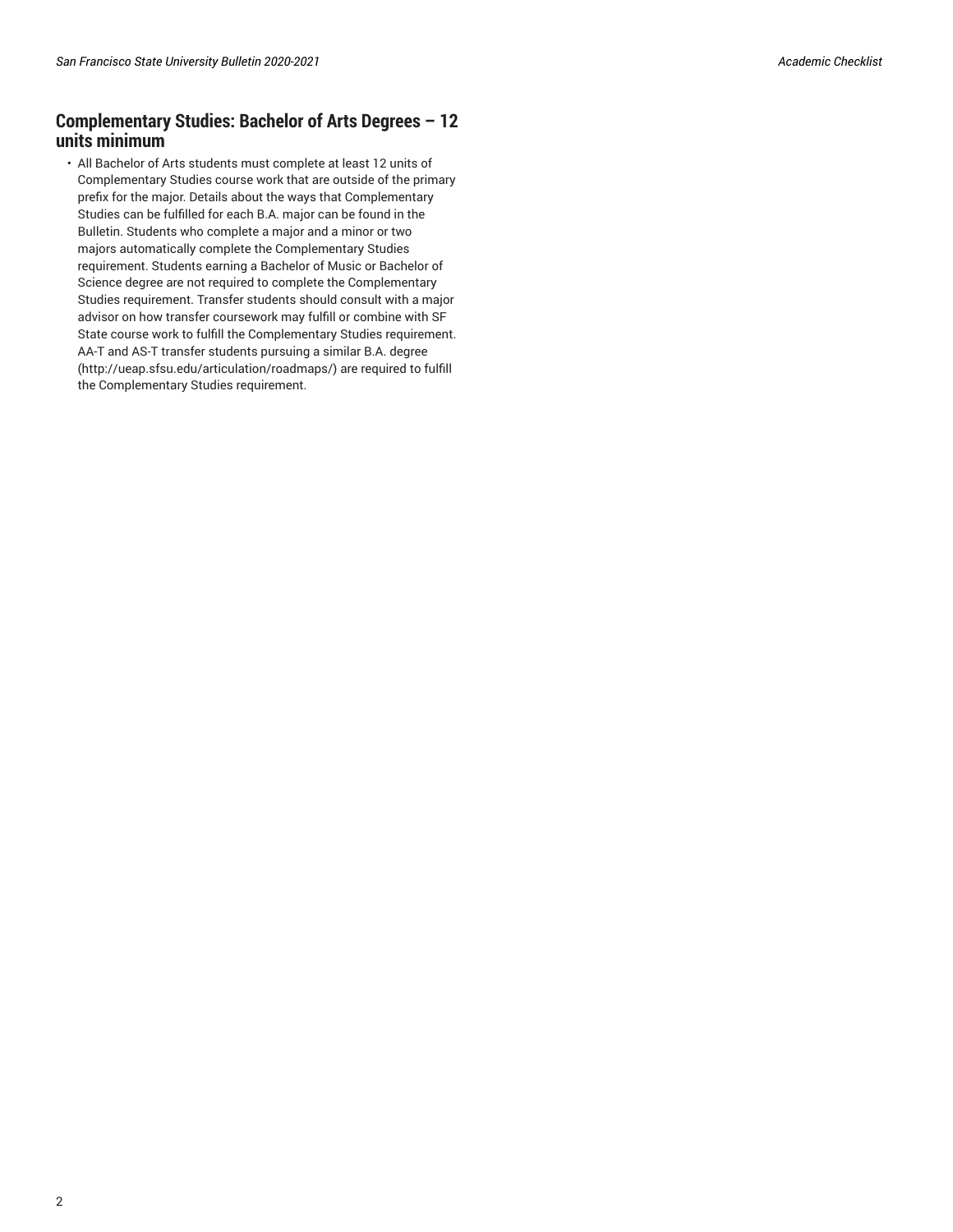## Complementary Studies: Bachelor of Arts Degrees – 12 units minimum

- All Bachelor of Arts students must complete at least 12 units of Complementary Studies course work that are outside of the primary prefix for the major. Details about the ways that Complementary Studies can be fulfilled for each B.A. major can be found in the Bulletin. Students who complete a major and a minor or two majors automatically complete the Complementary Studies requirement. Students earning a Bachelor of Music or Bachelor of Science degree are not required to complete the Complementary Studies requirement. Transfer students should consult with a major advisor on how transfer coursework may fulfill or combine with SF State course work to fulfill the Complementary Studies requirement. AA-T and AS-T transfer students pursuing a similar B.A. degree (http://ueap.sfsu.edu/articulation/roadmaps/) are required to fulfill the Complementary Studies requirement.